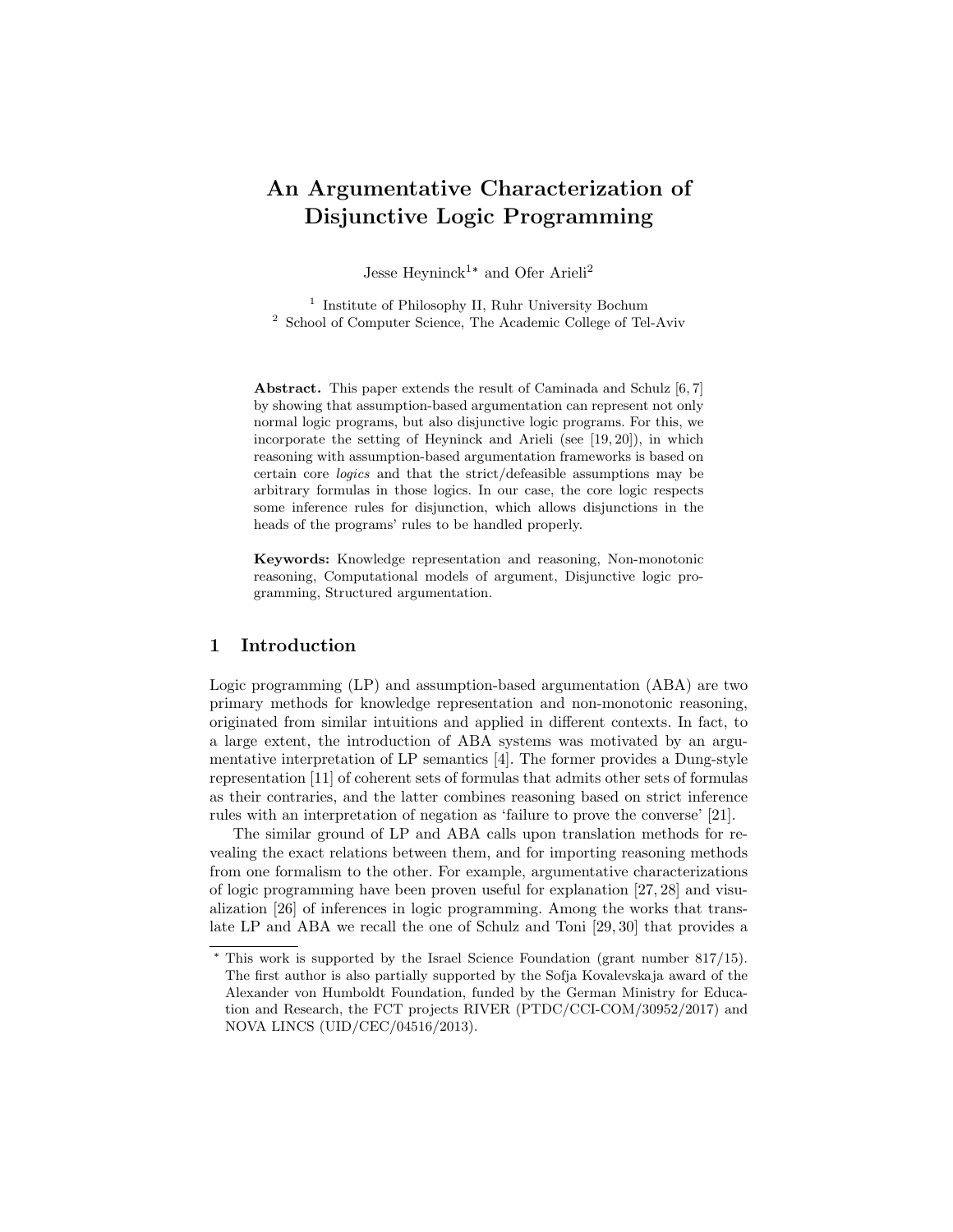# An Argumentative Characterization of Disjunctive Logic Programming

Jesse Heyninck[1]* and Ofer Arieli[2]

[1] Institute of Philosophy II, Ruhr University Bochum
[2] School of Computer Science, The Academic College of Tel-Aviv

**Abstract.** This paper extends the result of Caminada and Schulz [6, 7] by showing that assumption-based argumentation can represent not only normal logic programs, but also disjunctive logic programs. For this, we incorporate the setting of Heyninck and Arieli (see [19, 20]), in which reasoning with assumption-based argumentation frameworks is based on certain core *logics* and that the strict/defeasible assumptions may be arbitrary formulas in those logics. In our case, the core logic respects some inference rules for disjunction, which allows disjunctions in the heads of the programs' rules to be handled properly.

**Keywords:** Knowledge representation and reasoning, Non-monotonic reasoning, Computational models of argument, Disjunctive logic programming, Structured argumentation.

## 1 Introduction

Logic programming (LP) and assumption-based argumentation (ABA) are two primary methods for knowledge representation and non-monotonic reasoning, originated from similar intuitions and applied in different contexts. In fact, to a large extent, the introduction of ABA systems was motivated by an argumentative interpretation of LP semantics [4]. The former provides a Dung-style representation [11] of coherent sets of formulas that admits other sets of formulas as their contraries, and the latter combines reasoning based on strict inference rules with an interpretation of negation as 'failure to prove the converse' [21].

The similar ground of LP and ABA calls upon translation methods for revealing the exact relations between them, and for importing reasoning methods from one formalism to the other. For example, argumentative characterizations of logic programming have been proven useful for explanation [27, 28] and visualization [26] of inferences in logic programming. Among the works that translate LP and ABA we recall the one of Schulz and Toni [29, 30] that provides a

* This work is supported by the Israel Science Foundation (grant number 817/15). The first author is also partially supported by the Sofja Kovalevskaja award of the Alexander von Humboldt Foundation, funded by the German Ministry for Education and Research, the FCT projects RIVER (PTDC/CCI-COM/30952/2017) and NOVA LINCS (UID/CEC/04516/2013).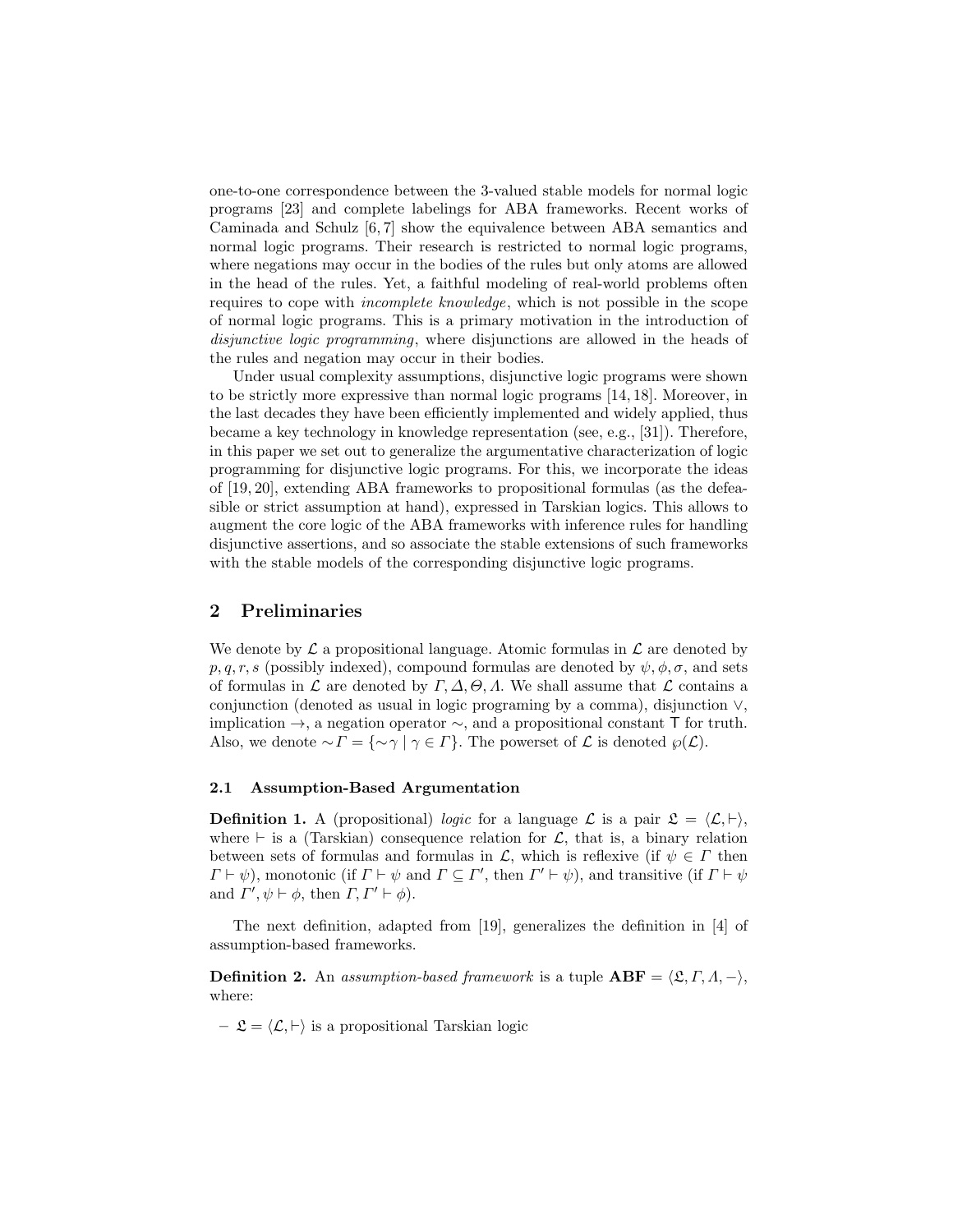one-to-one correspondence between the 3-valued stable models for normal logic programs [23] and complete labelings for ABA frameworks. Recent works of Caminada and Schulz [6, 7] show the equivalence between ABA semantics and normal logic programs. Their research is restricted to normal logic programs, where negations may occur in the bodies of the rules but only atoms are allowed in the head of the rules. Yet, a faithful modeling of real-world problems often requires to cope with *incomplete knowledge*, which is not possible in the scope of normal logic programs. This is a primary motivation in the introduction of *disjunctive logic programming*, where disjunctions are allowed in the heads of the rules and negation may occur in their bodies.

Under usual complexity assumptions, disjunctive logic programs were shown to be strictly more expressive than normal logic programs [14, 18]. Moreover, in the last decades they have been efficiently implemented and widely applied, thus became a key technology in knowledge representation (see, e.g., [31]). Therefore, in this paper we set out to generalize the argumentative characterization of logic programming for disjunctive logic programs. For this, we incorporate the ideas of [19, 20], extending ABA frameworks to propositional formulas (as the defeasible or strict assumption at hand), expressed in Tarskian logics. This allows to augment the core logic of the ABA frameworks with inference rules for handling disjunctive assertions, and so associate the stable extensions of such frameworks with the stable models of the corresponding disjunctive logic programs.

## 2 Preliminaries

We denote by $\mathcal{L}$ a propositional language. Atomic formulas in $\mathcal{L}$ are denoted by $p, q, r, s$ (possibly indexed), compound formulas are denoted by $\psi, \phi, \sigma$, and sets of formulas in $\mathcal{L}$ are denoted by $\Gamma, \Delta, \Theta, \Lambda$. We shall assume that $\mathcal{L}$ contains a conjunction (denoted as usual in logic programing by a comma), disjunction $\vee$, implication $\rightarrow$, a negation operator $\sim$, and a propositional constant $\mathsf{T}$ for truth. Also, we denote $\sim\Gamma = \{\sim\gamma \mid \gamma \in \Gamma\}$. The powerset of $\mathcal{L}$ is denoted $\wp(\mathcal{L})$.

### 2.1 Assumption-Based Argumentation

**Definition 1.** A (propositional) *logic* for a language $\mathcal{L}$ is a pair $\mathfrak{L} = \langle \mathcal{L}, \vdash \rangle$, where $\vdash$ is a (Tarskian) consequence relation for $\mathcal{L}$, that is, a binary relation between sets of formulas and formulas in $\mathcal{L}$, which is reflexive (if $\psi \in \Gamma$ then $\Gamma \vdash \psi$), monotonic (if $\Gamma \vdash \psi$ and $\Gamma \subseteq \Gamma'$, then $\Gamma' \vdash \psi$), and transitive (if $\Gamma \vdash \psi$ and $\Gamma', \psi \vdash \phi$, then $\Gamma, \Gamma' \vdash \phi$).

The next definition, adapted from [19], generalizes the definition in [4] of assumption-based frameworks.

**Definition 2.** An *assumption-based framework* is a tuple $\mathbf{ABF} = \langle \mathfrak{L}, \Gamma, \Lambda, - \rangle$, where:

- $\mathfrak{L} = \langle \mathcal{L}, \vdash \rangle$ is a propositional Tarskian logic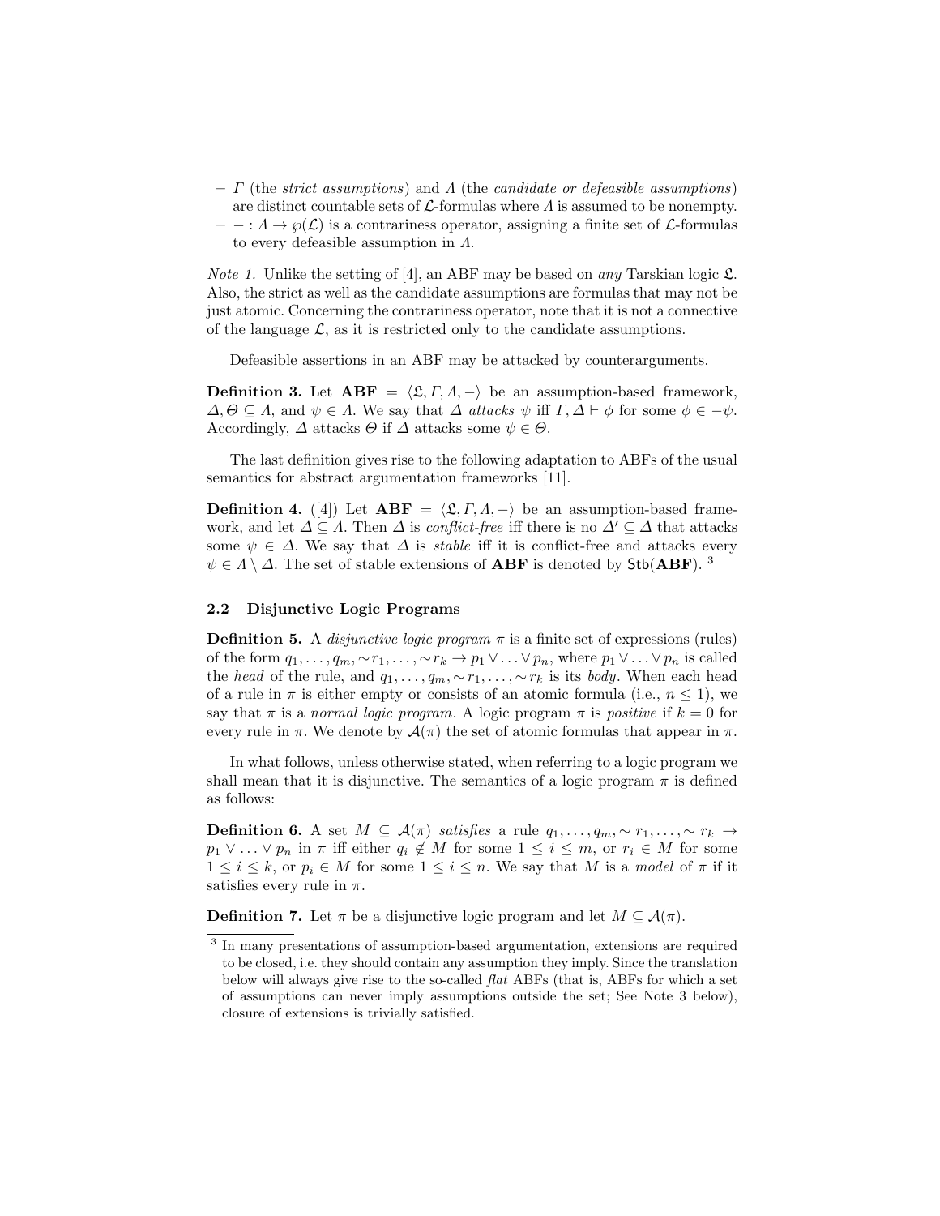- $\Gamma$ (the *strict assumptions*) and $\Lambda$ (the *candidate or defeasible assumptions*) are distinct countable sets of $\mathcal{L}$-formulas where $\Lambda$ is assumed to be nonempty.
- $- : \Lambda \to \wp(\mathcal{L})$ is a contrariness operator, assigning a finite set of $\mathcal{L}$-formulas to every defeasible assumption in $\Lambda$.

*Note 1.* Unlike the setting of [4], an ABF may be based on *any* Tarskian logic $\mathfrak{L}$. Also, the strict as well as the candidate assumptions are formulas that may not be just atomic. Concerning the contrariness operator, note that it is not a connective of the language $\mathcal{L}$, as it is restricted only to the candidate assumptions.

Defeasible assertions in an ABF may be attacked by counterarguments.

**Definition 3.** Let $\mathbf{ABF} = \langle \mathfrak{L}, \Gamma, \Lambda, - \rangle$ be an assumption-based framework, $\Delta, \Theta \subseteq \Lambda$, and $\psi \in \Lambda$. We say that $\Delta$ *attacks* $\psi$ iff $\Gamma, \Delta \vdash \phi$ for some $\phi \in -\psi$. Accordingly, $\Delta$ attacks $\Theta$ if $\Delta$ attacks some $\psi \in \Theta$.

The last definition gives rise to the following adaptation to ABFs of the usual semantics for abstract argumentation frameworks [11].

**Definition 4.** ([4]) Let $\mathbf{ABF} = \langle \mathfrak{L}, \Gamma, \Lambda, - \rangle$ be an assumption-based framework, and let $\Delta \subseteq \Lambda$. Then $\Delta$ is *conflict-free* iff there is no $\Delta' \subseteq \Delta$ that attacks some $\psi \in \Delta$. We say that $\Delta$ is *stable* iff it is conflict-free and attacks every $\psi \in \Lambda \setminus \Delta$. The set of stable extensions of $\mathbf{ABF}$ is denoted by $\mathsf{Stb}(\mathbf{ABF})$. [3]

### 2.2 Disjunctive Logic Programs

**Definition 5.** A *disjunctive logic program* $\pi$ is a finite set of expressions (rules) of the form $q_1, \ldots, q_m, \sim r_1, \ldots, \sim r_k \to p_1 \vee \ldots \vee p_n$, where $p_1 \vee \ldots \vee p_n$ is called the *head* of the rule, and $q_1, \ldots, q_m, \sim r_1, \ldots, \sim r_k$ is its *body*. When each head of a rule in $\pi$ is either empty or consists of an atomic formula (i.e., $n \leq 1$), we say that $\pi$ is a *normal logic program*. A logic program $\pi$ is *positive* if $k = 0$ for every rule in $\pi$. We denote by $\mathcal{A}(\pi)$ the set of atomic formulas that appear in $\pi$.

In what follows, unless otherwise stated, when referring to a logic program we shall mean that it is disjunctive. The semantics of a logic program $\pi$ is defined as follows:

**Definition 6.** A set $M \subseteq \mathcal{A}(\pi)$ *satisfies* a rule $q_1, \ldots, q_m, \sim r_1, \ldots, \sim r_k \to p_1 \vee \ldots \vee p_n$ in $\pi$ iff either $q_i \notin M$ for some $1 \leq i \leq m$, or $r_i \in M$ for some $1 \leq i \leq k$, or $p_i \in M$ for some $1 \leq i \leq n$. We say that $M$ is a *model* of $\pi$ if it satisfies every rule in $\pi$.

**Definition 7.** Let $\pi$ be a disjunctive logic program and let $M \subseteq \mathcal{A}(\pi)$.

[3] In many presentations of assumption-based argumentation, extensions are required to be closed, i.e. they should contain any assumption they imply. Since the translation below will always give rise to the so-called *flat* ABFs (that is, ABFs for which a set of assumptions can never imply assumptions outside the set; See Note 3 below), closure of extensions is trivially satisfied.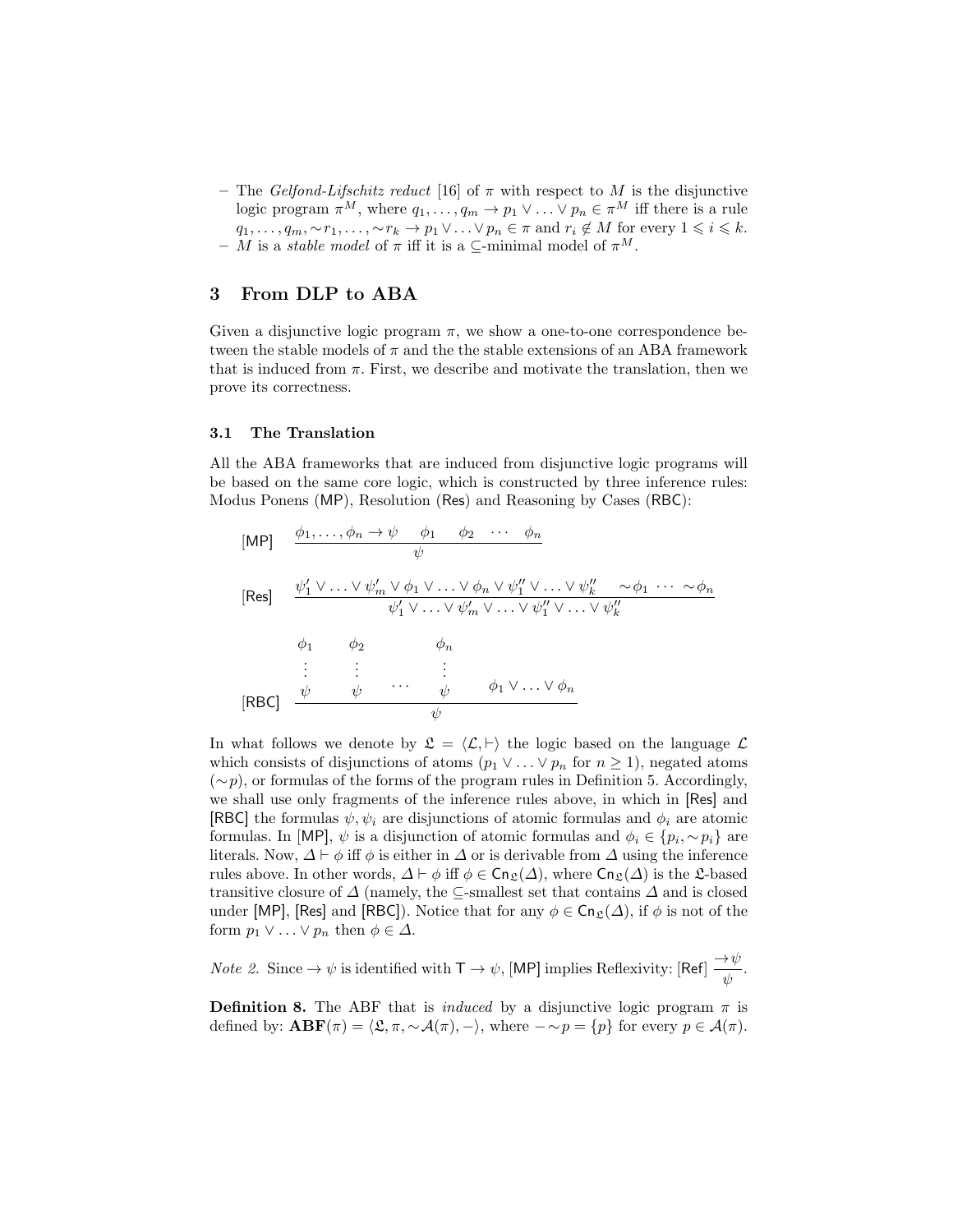- The *Gelfond-Lifschitz reduct* [16] of $\pi$ with respect to $M$ is the disjunctive logic program $\pi^M$, where $q_1, \ldots, q_m \to p_1 \vee \ldots \vee p_n \in \pi^M$ iff there is a rule $q_1, \ldots, q_m, \sim r_1, \ldots, \sim r_k \to p_1 \vee \ldots \vee p_n \in \pi$ and $r_i \notin M$ for every $1 \leqslant i \leqslant k$.
- $M$ is a *stable model* of $\pi$ iff it is a $\subseteq$-minimal model of $\pi^M$.

## 3 From DLP to ABA

Given a disjunctive logic program $\pi$, we show a one-to-one correspondence between the stable models of $\pi$ and the the stable extensions of an ABA framework that is induced from $\pi$. First, we describe and motivate the translation, then we prove its correctness.

### 3.1 The Translation

All the ABA frameworks that are induced from disjunctive logic programs will be based on the same core logic, which is constructed by three inference rules: Modus Ponens (MP), Resolution (Res) and Reasoning by Cases (RBC):

$$[\mathsf{MP}] \quad \frac{\phi_1, \ldots, \phi_n \to \psi \quad \phi_1 \quad \phi_2 \quad \cdots \quad \phi_n}{\psi}$$

$$[\mathsf{Res}] \quad \frac{\psi'_1 \vee \ldots \vee \psi'_m \vee \phi_1 \vee \ldots \vee \phi_n \vee \psi''_1 \vee \ldots \vee \psi''_k \quad \sim\phi_1 \ \cdots \ \sim\phi_n}{\psi'_1 \vee \ldots \vee \psi'_m \vee \ldots \vee \psi''_1 \vee \ldots \vee \psi''_k}$$

$$[\mathsf{RBC}] \quad \frac{\begin{array}{c}\phi_1\\ \vdots \\ \psi\end{array} \quad \begin{array}{c}\phi_2\\ \vdots \\ \psi\end{array} \quad \cdots \quad \begin{array}{c}\phi_n\\ \vdots \\ \psi\end{array} \quad \phi_1 \vee \ldots \vee \phi_n}{\psi}$$

In what follows we denote by $\mathfrak{L} = \langle \mathcal{L}, \vdash \rangle$ the logic based on the language $\mathcal{L}$ which consists of disjunctions of atoms ($p_1 \vee \ldots \vee p_n$ for $n \geq 1$), negated atoms ($\sim p$), or formulas of the forms of the program rules in Definition 5. Accordingly, we shall use only fragments of the inference rules above, in which in [Res] and [RBC] the formulas $\psi, \psi_i$ are disjunctions of atomic formulas and $\phi_i$ are atomic formulas. In [MP], $\psi$ is a disjunction of atomic formulas and $\phi_i \in \{p_i, \sim p_i\}$ are literals. Now, $\Delta \vdash \phi$ iff $\phi$ is either in $\Delta$ or is derivable from $\Delta$ using the inference rules above. In other words, $\Delta \vdash \phi$ iff $\phi \in \mathsf{Cn}_{\mathfrak{L}}(\Delta)$, where $\mathsf{Cn}_{\mathfrak{L}}(\Delta)$ is the $\mathfrak{L}$-based transitive closure of $\Delta$ (namely, the $\subseteq$-smallest set that contains $\Delta$ and is closed under [MP], [Res] and [RBC]). Notice that for any $\phi \in \mathsf{Cn}_{\mathfrak{L}}(\Delta)$, if $\phi$ is not of the form $p_1 \vee \ldots \vee p_n$ then $\phi \in \Delta$.

*Note 2.* Since $\to \psi$ is identified with $\mathsf{T} \to \psi$, [MP] implies Reflexivity: [Ref] $\dfrac{\to \psi}{\psi}$.

**Definition 8.** The ABF that is *induced* by a disjunctive logic program $\pi$ is defined by: $\mathbf{ABF}(\pi) = \langle \mathfrak{L}, \pi, \sim\mathcal{A}(\pi), - \rangle$, where $-\sim p = \{p\}$ for every $p \in \mathcal{A}(\pi)$.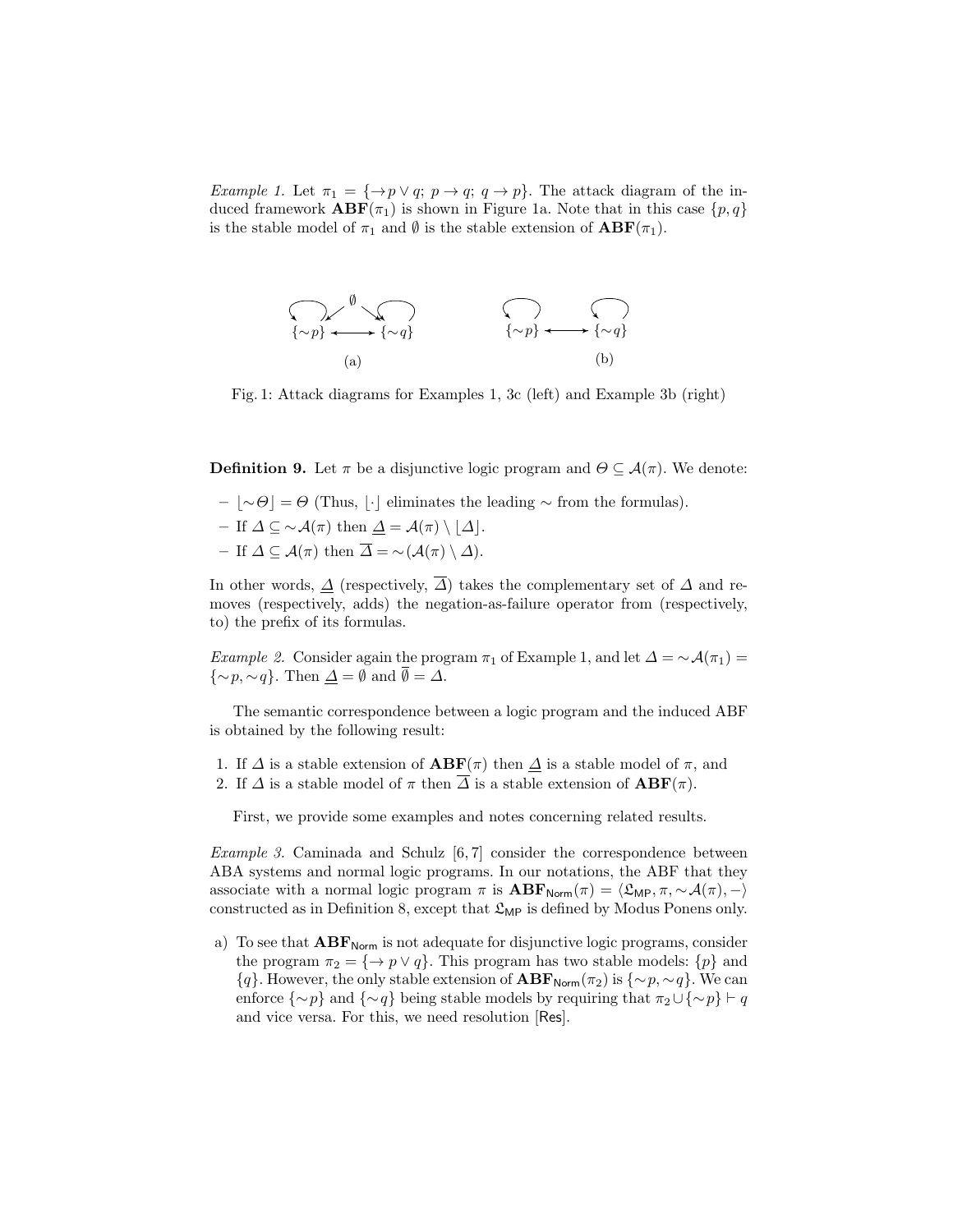*Example 1.* Let $\pi_1 = \{\rightarrow p \vee q;\ p \rightarrow q;\ q \rightarrow p\}$. The attack diagram of the induced framework $\mathbf{ABF}(\pi_1)$ is shown in Figure 1a. Note that in this case $\{p, q\}$ is the stable model of $\pi_1$ and $\emptyset$ is the stable extension of $\mathbf{ABF}(\pi_1)$.

$\emptyset$

$\{\sim p\}$ $\{\sim q\}$

(a)

$\{\sim p\}$ $\{\sim q\}$

(b)

Fig. 1: Attack diagrams for Examples 1, 3c (left) and Example 3b (right)

**Definition 9.** Let $\pi$ be a disjunctive logic program and $\Theta \subseteq \mathcal{A}(\pi)$. We denote:

- $\lfloor \sim\Theta \rfloor = \Theta$ (Thus, $\lfloor \cdot \rfloor$ eliminates the leading $\sim$ from the formulas).
- If $\Delta \subseteq \sim\mathcal{A}(\pi)$ then $\underline{\Delta} = \mathcal{A}(\pi) \setminus \lfloor \Delta \rfloor$.
- If $\Delta \subseteq \mathcal{A}(\pi)$ then $\overline{\Delta} = \sim(\mathcal{A}(\pi) \setminus \Delta)$.

In other words, $\underline{\Delta}$ (respectively, $\overline{\Delta}$) takes the complementary set of $\Delta$ and removes (respectively, adds) the negation-as-failure operator from (respectively, to) the prefix of its formulas.

*Example 2.* Consider again the program $\pi_1$ of Example 1, and let $\Delta = \sim\mathcal{A}(\pi_1) = \{\sim p, \sim q\}$. Then $\underline{\Delta} = \emptyset$ and $\overline{\emptyset} = \Delta$.

The semantic correspondence between a logic program and the induced ABF is obtained by the following result:

1. If $\Delta$ is a stable extension of $\mathbf{ABF}(\pi)$ then $\underline{\Delta}$ is a stable model of $\pi$, and
2. If $\Delta$ is a stable model of $\pi$ then $\overline{\Delta}$ is a stable extension of $\mathbf{ABF}(\pi)$.

First, we provide some examples and notes concerning related results.

*Example 3.* Caminada and Schulz [6, 7] consider the correspondence between ABA systems and normal logic programs. In our notations, the ABF that they associate with a normal logic program $\pi$ is $\mathbf{ABF}_{\mathsf{Norm}}(\pi) = \langle \mathfrak{L}_{\mathsf{MP}}, \pi, \sim\mathcal{A}(\pi), - \rangle$ constructed as in Definition 8, except that $\mathfrak{L}_{\mathsf{MP}}$ is defined by Modus Ponens only.

a) To see that $\mathbf{ABF}_{\mathsf{Norm}}$ is not adequate for disjunctive logic programs, consider the program $\pi_2 = \{\rightarrow p \vee q\}$. This program has two stable models: $\{p\}$ and $\{q\}$. However, the only stable extension of $\mathbf{ABF}_{\mathsf{Norm}}(\pi_2)$ is $\{\sim p, \sim q\}$. We can enforce $\{\sim p\}$ and $\{\sim q\}$ being stable models by requiring that $\pi_2 \cup \{\sim p\} \vdash q$ and vice versa. For this, we need resolution [Res].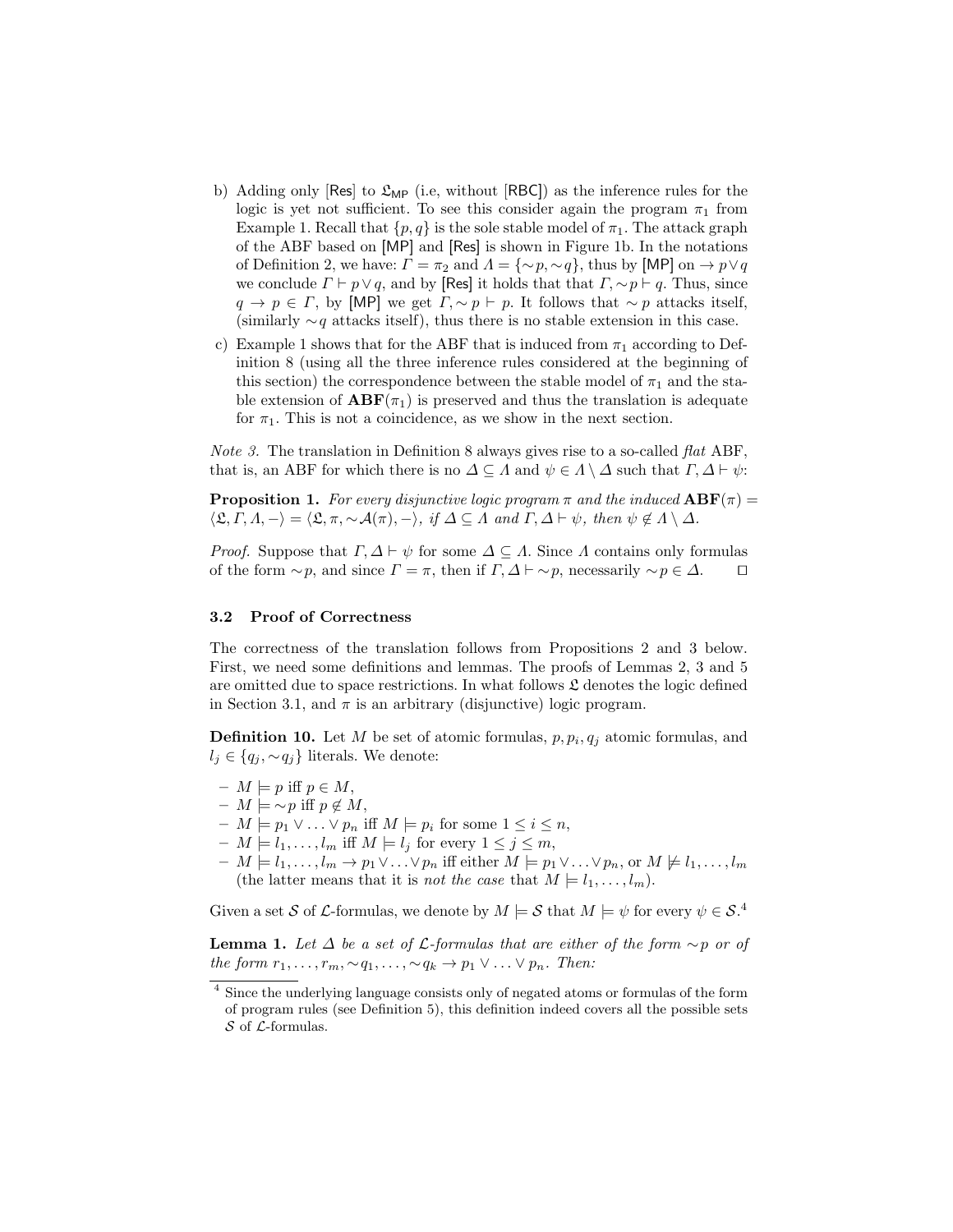b) Adding only [Res] to $\mathfrak{L}_{\mathsf{MP}}$ (i.e, without [RBC]) as the inference rules for the logic is yet not sufficient. To see this consider again the program $\pi_1$ from Example 1. Recall that $\{p, q\}$ is the sole stable model of $\pi_1$. The attack graph of the ABF based on [MP] and [Res] is shown in Figure 1b. In the notations of Definition 2, we have: $\Gamma = \pi_2$ and $\Lambda = \{\sim p, \sim q\}$, thus by [MP] on $\rightarrow p \vee q$ we conclude $\Gamma \vdash p \vee q$, and by [Res] it holds that that $\Gamma, \sim p \vdash q$. Thus, since $q \rightarrow p \in \Gamma$, by [MP] we get $\Gamma, \sim p \vdash p$. It follows that $\sim p$ attacks itself, (similarly $\sim q$ attacks itself), thus there is no stable extension in this case.

c) Example 1 shows that for the ABF that is induced from $\pi_1$ according to Definition 8 (using all the three inference rules considered at the beginning of this section) the correspondence between the stable model of $\pi_1$ and the stable extension of $\mathbf{ABF}(\pi_1)$ is preserved and thus the translation is adequate for $\pi_1$. This is not a coincidence, as we show in the next section.

*Note 3.* The translation in Definition 8 always gives rise to a so-called *flat* ABF, that is, an ABF for which there is no $\Delta \subseteq \Lambda$ and $\psi \in \Lambda \setminus \Delta$ such that $\Gamma, \Delta \vdash \psi$:

**Proposition 1.** *For every disjunctive logic program $\pi$ and the induced $\mathbf{ABF}(\pi) = \langle \mathfrak{L}, \Gamma, \Lambda, - \rangle = \langle \mathfrak{L}, \pi, \sim\mathcal{A}(\pi), - \rangle$, if $\Delta \subseteq \Lambda$ and $\Gamma, \Delta \vdash \psi$, then $\psi \notin \Lambda \setminus \Delta$.*

*Proof.* Suppose that $\Gamma, \Delta \vdash \psi$ for some $\Delta \subseteq \Lambda$. Since $\Lambda$ contains only formulas of the form $\sim p$, and since $\Gamma = \pi$, then if $\Gamma, \Delta \vdash \sim p$, necessarily $\sim p \in \Delta$. ◻

### 3.2 Proof of Correctness

The correctness of the translation follows from Propositions 2 and 3 below. First, we need some definitions and lemmas. The proofs of Lemmas 2, 3 and 5 are omitted due to space restrictions. In what follows $\mathfrak{L}$ denotes the logic defined in Section 3.1, and $\pi$ is an arbitrary (disjunctive) logic program.

**Definition 10.** Let $M$ be set of atomic formulas, $p, p_i, q_j$ atomic formulas, and $l_j \in \{q_j, \sim q_j\}$ literals. We denote:

- $M \models p$ iff $p \in M$,
- $M \models \sim p$ iff $p \notin M$,
- $M \models p_1 \vee \ldots \vee p_n$ iff $M \models p_i$ for some $1 \leq i \leq n$,
- $M \models l_1, \ldots, l_m$ iff $M \models l_j$ for every $1 \leq j \leq m$,
- $M \models l_1, \ldots, l_m \rightarrow p_1 \vee \ldots \vee p_n$ iff either $M \models p_1 \vee \ldots \vee p_n$, or $M \not\models l_1, \ldots, l_m$ (the latter means that it is *not the case* that $M \models l_1, \ldots, l_m$).

Given a set $\mathcal{S}$ of $\mathcal{L}$-formulas, we denote by $M \models \mathcal{S}$ that $M \models \psi$ for every $\psi \in \mathcal{S}$.[4]

**Lemma 1.** *Let $\Delta$ be a set of $\mathcal{L}$-formulas that are either of the form $\sim p$ or of the form $r_1, \ldots, r_m, \sim q_1, \ldots, \sim q_k \rightarrow p_1 \vee \ldots \vee p_n$. Then:*

[4] Since the underlying language consists only of negated atoms or formulas of the form of program rules (see Definition 5), this definition indeed covers all the possible sets $\mathcal{S}$ of $\mathcal{L}$-formulas.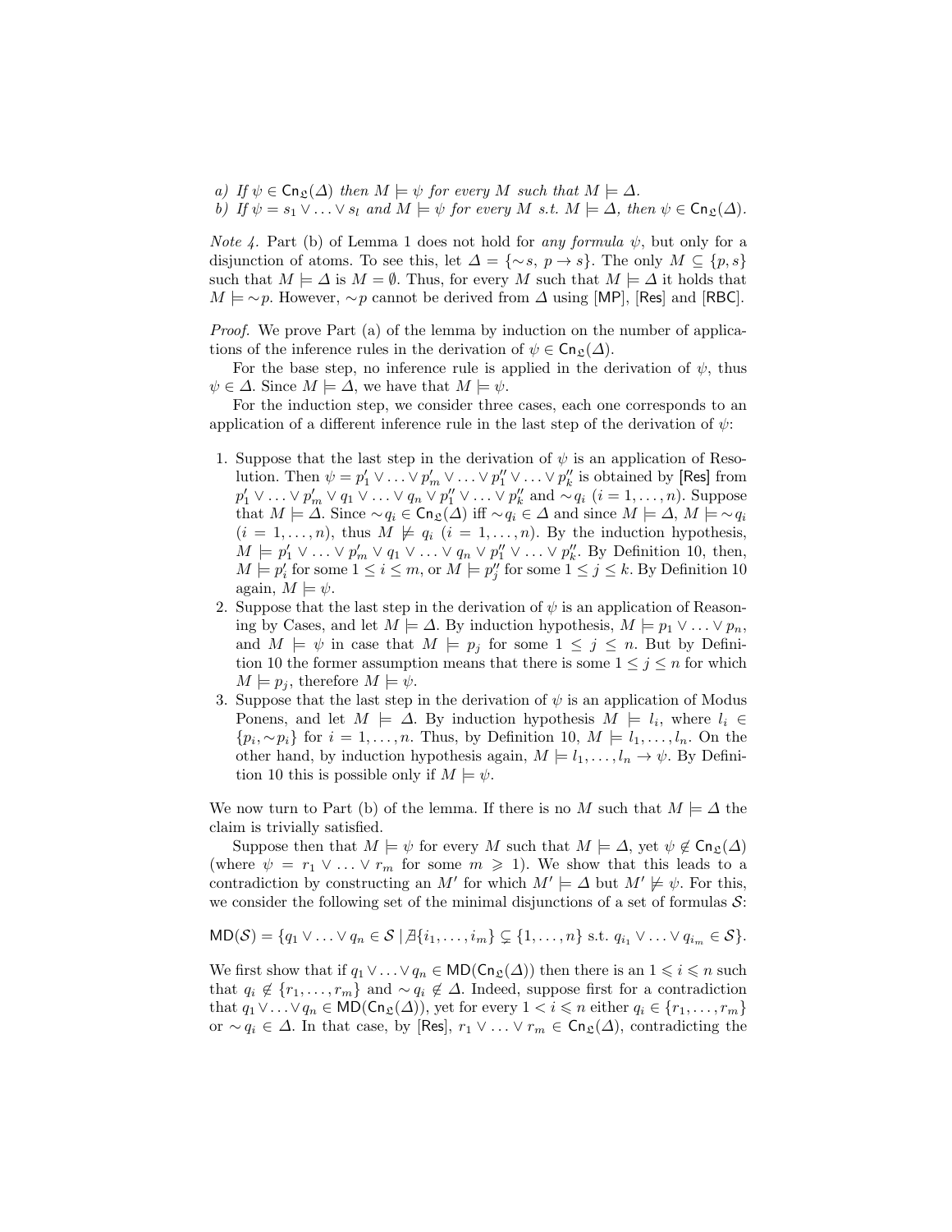*a) If $\psi \in \mathsf{Cn}_{\mathfrak{L}}(\Delta)$ then $M \models \psi$ for every $M$ such that $M \models \Delta$.*
*b) If $\psi = s_1 \vee \ldots \vee s_l$ and $M \models \psi$ for every $M$ s.t. $M \models \Delta$, then $\psi \in \mathsf{Cn}_{\mathfrak{L}}(\Delta)$.*

*Note 4.* Part (b) of Lemma 1 does not hold for *any formula* $\psi$, but only for a disjunction of atoms. To see this, let $\Delta = \{\sim s,\ p \rightarrow s\}$. The only $M \subseteq \{p, s\}$ such that $M \models \Delta$ is $M = \emptyset$. Thus, for every $M$ such that $M \models \Delta$ it holds that $M \models \sim p$. However, $\sim p$ cannot be derived from $\Delta$ using [MP], [Res] and [RBC].

*Proof.* We prove Part (a) of the lemma by induction on the number of applications of the inference rules in the derivation of $\psi \in \mathsf{Cn}_{\mathfrak{L}}(\Delta)$.

For the base step, no inference rule is applied in the derivation of $\psi$, thus $\psi \in \Delta$. Since $M \models \Delta$, we have that $M \models \psi$.

For the induction step, we consider three cases, each one corresponds to an application of a different inference rule in the last step of the derivation of $\psi$:

1. Suppose that the last step in the derivation of $\psi$ is an application of Resolution. Then $\psi = p'_1 \vee \ldots \vee p'_m \vee \ldots \vee p''_1 \vee \ldots \vee p''_k$ is obtained by [Res] from $p'_1 \vee \ldots \vee p'_m \vee q_1 \vee \ldots \vee q_n \vee p''_1 \vee \ldots \vee p''_k$ and $\sim q_i$ $(i = 1, \ldots, n)$. Suppose that $M \models \Delta$. Since $\sim q_i \in \mathsf{Cn}_{\mathfrak{L}}(\Delta)$ iff $\sim q_i \in \Delta$ and since $M \models \Delta$, $M \models \sim q_i$ $(i = 1, \ldots, n)$, thus $M \not\models q_i$ $(i = 1, \ldots, n)$. By the induction hypothesis, $M \models p'_1 \vee \ldots \vee p'_m \vee q_1 \vee \ldots \vee q_n \vee p''_1 \vee \ldots \vee p''_k$. By Definition 10, then, $M \models p'_i$ for some $1 \leq i \leq m$, or $M \models p''_j$ for some $1 \leq j \leq k$. By Definition 10 again, $M \models \psi$.
2. Suppose that the last step in the derivation of $\psi$ is an application of Reasoning by Cases, and let $M \models \Delta$. By induction hypothesis, $M \models p_1 \vee \ldots \vee p_n$, and $M \models \psi$ in case that $M \models p_j$ for some $1 \leq j \leq n$. But by Definition 10 the former assumption means that there is some $1 \leq j \leq n$ for which $M \models p_j$, therefore $M \models \psi$.
3. Suppose that the last step in the derivation of $\psi$ is an application of Modus Ponens, and let $M \models \Delta$. By induction hypothesis $M \models l_i$, where $l_i \in \{p_i, \sim p_i\}$ for $i = 1, \ldots, n$. Thus, by Definition 10, $M \models l_1, \ldots, l_n$. On the other hand, by induction hypothesis again, $M \models l_1, \ldots, l_n \rightarrow \psi$. By Definition 10 this is possible only if $M \models \psi$.

We now turn to Part (b) of the lemma. If there is no $M$ such that $M \models \Delta$ the claim is trivially satisfied.

Suppose then that $M \models \psi$ for every $M$ such that $M \models \Delta$, yet $\psi \notin \mathsf{Cn}_{\mathfrak{L}}(\Delta)$ (where $\psi = r_1 \vee \ldots \vee r_m$ for some $m \geqslant 1$). We show that this leads to a contradiction by constructing an $M'$ for which $M' \models \Delta$ but $M' \not\models \psi$. For this, we consider the following set of the minimal disjunctions of a set of formulas $\mathcal{S}$:

$$\mathsf{MD}(\mathcal{S}) = \{q_1 \vee \ldots \vee q_n \in \mathcal{S} \mid \nexists \{i_1, \ldots, i_m\} \subsetneq \{1, \ldots, n\} \text{ s.t. } q_{i_1} \vee \ldots \vee q_{i_m} \in \mathcal{S}\}.$$

We first show that if $q_1 \vee \ldots \vee q_n \in \mathsf{MD}(\mathsf{Cn}_{\mathfrak{L}}(\Delta))$ then there is an $1 \leqslant i \leqslant n$ such that $q_i \notin \{r_1, \ldots, r_m\}$ and $\sim q_i \notin \Delta$. Indeed, suppose first for a contradiction that $q_1 \vee \ldots \vee q_n \in \mathsf{MD}(\mathsf{Cn}_{\mathfrak{L}}(\Delta))$, yet for every $1 < i \leqslant n$ either $q_i \in \{r_1, \ldots, r_m\}$ or $\sim q_i \in \Delta$. In that case, by [Res], $r_1 \vee \ldots \vee r_m \in \mathsf{Cn}_{\mathfrak{L}}(\Delta)$, contradicting the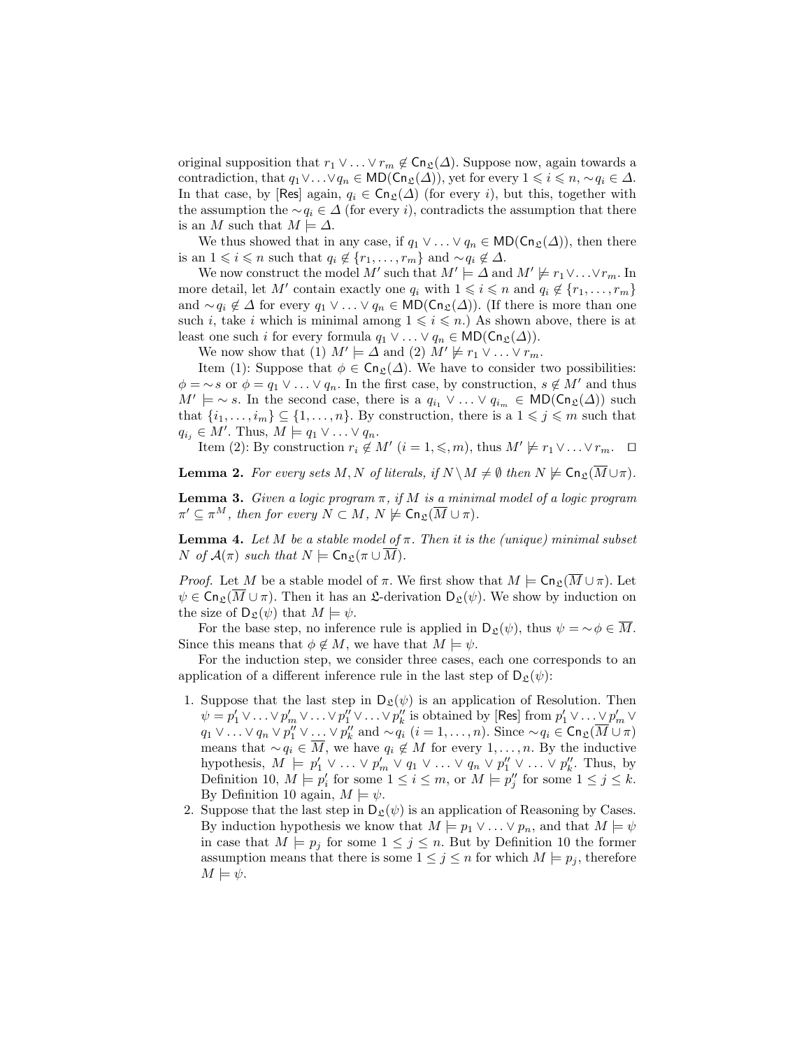original supposition that $r_1 \vee \ldots \vee r_m \notin \mathsf{Cn}_{\mathfrak{L}}(\Delta)$. Suppose now, again towards a contradiction, that $q_1 \vee \ldots \vee q_n \in \mathsf{MD}(\mathsf{Cn}_{\mathfrak{L}}(\Delta))$, yet for every $1 \leqslant i \leqslant n$, $\sim q_i \in \Delta$. In that case, by [Res] again, $q_i \in \mathsf{Cn}_{\mathfrak{L}}(\Delta)$ (for every $i$), but this, together with the assumption the $\sim q_i \in \Delta$ (for every $i$), contradicts the assumption that there is an $M$ such that $M \models \Delta$.

We thus showed that in any case, if $q_1 \vee \ldots \vee q_n \in \mathsf{MD}(\mathsf{Cn}_{\mathfrak{L}}(\Delta))$, then there is an $1 \leqslant i \leqslant n$ such that $q_i \notin \{r_1, \ldots, r_m\}$ and $\sim q_i \notin \Delta$.

We now construct the model $M'$ such that $M' \models \Delta$ and $M' \not\models r_1 \vee \ldots \vee r_m$. In more detail, let $M'$ contain exactly one $q_i$ with $1 \leqslant i \leqslant n$ and $q_i \notin \{r_1, \ldots, r_m\}$ and $\sim q_i \notin \Delta$ for every $q_1 \vee \ldots \vee q_n \in \mathsf{MD}(\mathsf{Cn}_{\mathfrak{L}}(\Delta))$. (If there is more than one such $i$, take $i$ which is minimal among $1 \leqslant i \leqslant n$.) As shown above, there is at least one such $i$ for every formula $q_1 \vee \ldots \vee q_n \in \mathsf{MD}(\mathsf{Cn}_{\mathfrak{L}}(\Delta))$.

We now show that (1) $M' \models \Delta$ and (2) $M' \not\models r_1 \vee \ldots \vee r_m$.

Item (1): Suppose that $\phi \in \mathsf{Cn}_{\mathfrak{L}}(\Delta)$. We have to consider two possibilities: $\phi = \sim s$ or $\phi = q_1 \vee \ldots \vee q_n$. In the first case, by construction, $s \notin M'$ and thus $M' \models \sim s$. In the second case, there is a $q_{i_1} \vee \ldots \vee q_{i_m} \in \mathsf{MD}(\mathsf{Cn}_{\mathfrak{L}}(\Delta))$ such that $\{i_1, \ldots, i_m\} \subseteq \{1, \ldots, n\}$. By construction, there is a $1 \leqslant j \leqslant m$ such that $q_{i_j} \in M'$. Thus, $M \models q_1 \vee \ldots \vee q_n$.

Item (2): By construction $r_i \notin M'$ ($i = 1, \leqslant, m$), thus $M' \not\models r_1 \vee \ldots \vee r_m$. $\square$

**Lemma 2.** *For every sets $M, N$ of literals, if $N \setminus M \neq \emptyset$ then $N \not\models \mathsf{Cn}_{\mathfrak{L}}(\overline{M} \cup \pi)$.*

**Lemma 3.** *Given a logic program $\pi$, if $M$ is a minimal model of a logic program $\pi' \subseteq \pi^M$, then for every $N \subset M$, $N \not\models \mathsf{Cn}_{\mathfrak{L}}(\overline{M} \cup \pi)$.*

**Lemma 4.** *Let $M$ be a stable model of $\pi$. Then it is the (unique) minimal subset $N$ of $\mathcal{A}(\pi)$ such that $N \models \mathsf{Cn}_{\mathfrak{L}}(\pi \cup \overline{M})$.*

*Proof.* Let $M$ be a stable model of $\pi$. We first show that $M \models \mathsf{Cn}_{\mathfrak{L}}(\overline{M} \cup \pi)$. Let $\psi \in \mathsf{Cn}_{\mathfrak{L}}(\overline{M} \cup \pi)$. Then it has an $\mathfrak{L}$-derivation $\mathsf{D}_{\mathfrak{L}}(\psi)$. We show by induction on the size of $\mathsf{D}_{\mathfrak{L}}(\psi)$ that $M \models \psi$.

For the base step, no inference rule is applied in $\mathsf{D}_{\mathfrak{L}}(\psi)$, thus $\psi = \sim \phi \in \overline{M}$. Since this means that $\phi \notin M$, we have that $M \models \psi$.

For the induction step, we consider three cases, each one corresponds to an application of a different inference rule in the last step of $\mathsf{D}_{\mathfrak{L}}(\psi)$:

1. Suppose that the last step in $\mathsf{D}_{\mathfrak{L}}(\psi)$ is an application of Resolution. Then $\psi = p'_1 \vee \ldots \vee p'_m \vee \ldots \vee p''_1 \vee \ldots \vee p''_k$ is obtained by [Res] from $p'_1 \vee \ldots \vee p'_m \vee q_1 \vee \ldots \vee q_n \vee p''_1 \vee \ldots \vee p''_k$ and $\sim q_i$ ($i = 1, \ldots, n$). Since $\sim q_i \in \mathsf{Cn}_{\mathfrak{L}}(\overline{M} \cup \pi)$ means that $\sim q_i \in \overline{M}$, we have $q_i \notin M$ for every $1, \ldots, n$. By the inductive hypothesis, $M \models p'_1 \vee \ldots \vee p'_m \vee q_1 \vee \ldots \vee q_n \vee p''_1 \vee \ldots \vee p''_k$. Thus, by Definition 10, $M \models p'_i$ for some $1 \leq i \leq m$, or $M \models p''_j$ for some $1 \leq j \leq k$. By Definition 10 again, $M \models \psi$.
2. Suppose that the last step in $\mathsf{D}_{\mathfrak{L}}(\psi)$ is an application of Reasoning by Cases. By induction hypothesis we know that $M \models p_1 \vee \ldots \vee p_n$, and that $M \models \psi$ in case that $M \models p_j$ for some $1 \leq j \leq n$. But by Definition 10 the former assumption means that there is some $1 \leq j \leq n$ for which $M \models p_j$, therefore $M \models \psi$.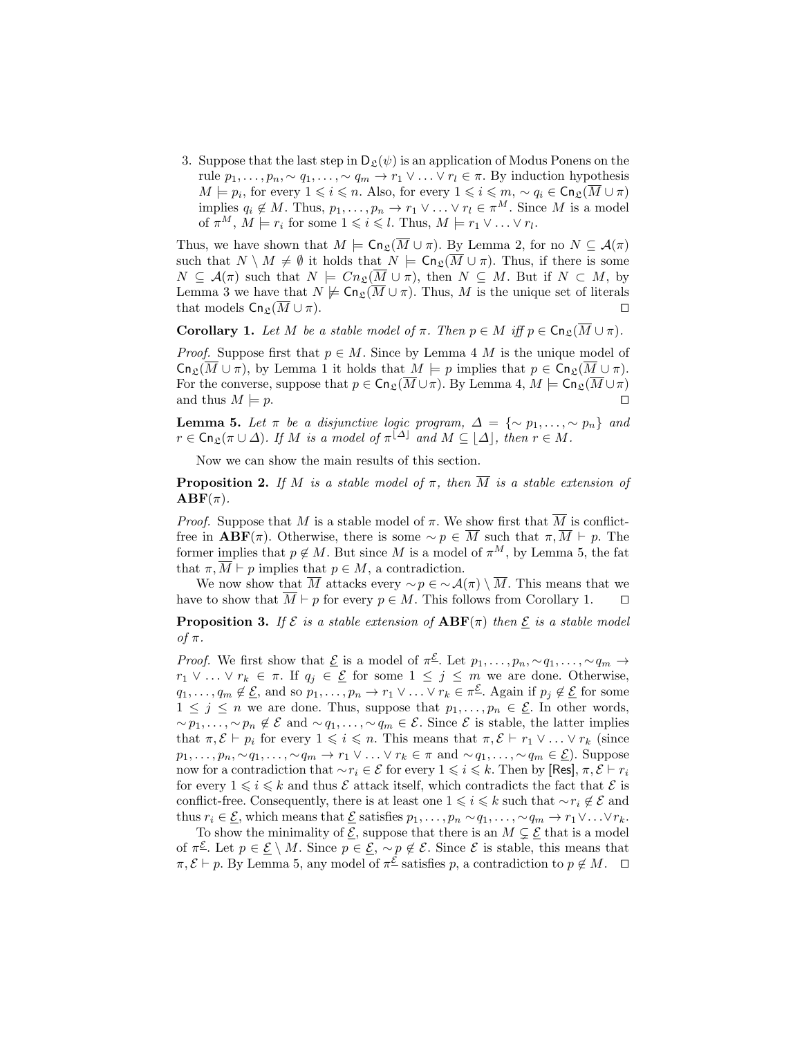3. Suppose that the last step in $\mathsf{D}_{\mathfrak{L}}(\psi)$ is an application of Modus Ponens on the rule $p_1, \ldots, p_n, \sim q_1, \ldots, \sim q_m \rightarrow r_1 \vee \ldots \vee r_l \in \pi$. By induction hypothesis $M \models p_i$, for every $1 \leqslant i \leqslant n$. Also, for every $1 \leqslant i \leqslant m$, $\sim q_i \in \mathsf{Cn}_{\mathfrak{L}}(\overline{M} \cup \pi)$ implies $q_i \notin M$. Thus, $p_1, \ldots, p_n \rightarrow r_1 \vee \ldots \vee r_l \in \pi^M$. Since $M$ is a model of $\pi^M$, $M \models r_i$ for some $1 \leqslant i \leqslant l$. Thus, $M \models r_1 \vee \ldots \vee r_l$.

Thus, we have shown that $M \models \mathsf{Cn}_{\mathfrak{L}}(\overline{M} \cup \pi)$. By Lemma 2, for no $N \subseteq \mathcal{A}(\pi)$ such that $N \setminus M \neq \emptyset$ it holds that $N \models \mathsf{Cn}_{\mathfrak{L}}(\overline{M} \cup \pi)$. Thus, if there is some $N \subseteq \mathcal{A}(\pi)$ such that $N \models Cn_{\mathfrak{L}}(\overline{M} \cup \pi)$, then $N \subseteq M$. But if $N \subset M$, by Lemma 3 we have that $N \not\models \mathsf{Cn}_{\mathfrak{L}}(\overline{M} \cup \pi)$. Thus, $M$ is the unique set of literals that models $\mathsf{Cn}_{\mathfrak{L}}(\overline{M} \cup \pi)$. ◻

**Corollary 1.** *Let $M$ be a stable model of $\pi$. Then $p \in M$ iff $p \in \mathsf{Cn}_{\mathfrak{L}}(\overline{M} \cup \pi)$.*

*Proof.* Suppose first that $p \in M$. Since by Lemma 4 $M$ is the unique model of $\mathsf{Cn}_{\mathfrak{L}}(\overline{M} \cup \pi)$, by Lemma 1 it holds that $M \models p$ implies that $p \in \mathsf{Cn}_{\mathfrak{L}}(\overline{M} \cup \pi)$. For the converse, suppose that $p \in \mathsf{Cn}_{\mathfrak{L}}(\overline{M} \cup \pi)$. By Lemma 4, $M \models \mathsf{Cn}_{\mathfrak{L}}(\overline{M} \cup \pi)$ and thus $M \models p$. ◻

**Lemma 5.** *Let $\pi$ be a disjunctive logic program, $\Delta = \{\sim p_1, \ldots, \sim p_n\}$ and $r \in \mathsf{Cn}_{\mathfrak{L}}(\pi \cup \Delta)$. If $M$ is a model of $\pi^{\lfloor \Delta \rfloor}$ and $M \subseteq \lfloor \Delta \rfloor$, then $r \in M$.*

Now we can show the main results of this section.

**Proposition 2.** *If $M$ is a stable model of $\pi$, then $\overline{M}$ is a stable extension of $\mathbf{ABF}(\pi)$.*

*Proof.* Suppose that $M$ is a stable model of $\pi$. We show first that $\overline{M}$ is conflict-free in $\mathbf{ABF}(\pi)$. Otherwise, there is some $\sim p \in \overline{M}$ such that $\pi, \overline{M} \vdash p$. The former implies that $p \notin M$. But since $M$ is a model of $\pi^M$, by Lemma 5, the fat that $\pi, \overline{M} \vdash p$ implies that $p \in M$, a contradiction.

We now show that $\overline{M}$ attacks every $\sim p \in \sim\mathcal{A}(\pi) \setminus \overline{M}$. This means that we have to show that $\overline{M} \vdash p$ for every $p \in M$. This follows from Corollary 1. ◻

**Proposition 3.** *If $\mathcal{E}$ is a stable extension of $\mathbf{ABF}(\pi)$ then $\underline{\mathcal{E}}$ is a stable model of $\pi$.*

*Proof.* We first show that $\underline{\mathcal{E}}$ is a model of $\pi^{\underline{\mathcal{E}}}$. Let $p_1, \ldots, p_n, \sim q_1, \ldots, \sim q_m \rightarrow r_1 \vee \ldots \vee r_k \in \pi$. If $q_j \in \underline{\mathcal{E}}$ for some $1 \leq j \leq m$ we are done. Otherwise, $q_1, \ldots, q_m \notin \underline{\mathcal{E}}$, and so $p_1, \ldots, p_n \rightarrow r_1 \vee \ldots \vee r_k \in \pi^{\underline{\mathcal{E}}}$. Again if $p_j \notin \underline{\mathcal{E}}$ for some $1 \leq j \leq n$ we are done. Thus, suppose that $p_1, \ldots, p_n \in \underline{\mathcal{E}}$. In other words, $\sim p_1, \ldots, \sim p_n \notin \mathcal{E}$ and $\sim q_1, \ldots, \sim q_m \in \mathcal{E}$. Since $\mathcal{E}$ is stable, the latter implies that $\pi, \mathcal{E} \vdash p_i$ for every $1 \leqslant i \leqslant n$. This means that $\pi, \mathcal{E} \vdash r_1 \vee \ldots \vee r_k$ (since $p_1, \ldots, p_n, \sim q_1, \ldots, \sim q_m \rightarrow r_1 \vee \ldots \vee r_k \in \pi$ and $\sim q_1, \ldots, \sim q_m \in \underline{\mathcal{E}}$). Suppose now for a contradiction that $\sim r_i \in \mathcal{E}$ for every $1 \leqslant i \leqslant k$. Then by [Res], $\pi, \mathcal{E} \vdash r_i$ for every $1 \leqslant i \leqslant k$ and thus $\mathcal{E}$ attack itself, which contradicts the fact that $\mathcal{E}$ is conflict-free. Consequently, there is at least one $1 \leqslant i \leqslant k$ such that $\sim r_i \notin \mathcal{E}$ and thus $r_i \in \underline{\mathcal{E}}$, which means that $\underline{\mathcal{E}}$ satisfies $p_1, \ldots, p_n \sim q_1, \ldots, \sim q_m \rightarrow r_1 \vee \ldots \vee r_k$.

To show the minimality of $\underline{\mathcal{E}}$, suppose that there is an $M \subsetneq \underline{\mathcal{E}}$ that is a model of $\pi^{\underline{\mathcal{E}}}$. Let $p \in \underline{\mathcal{E}} \setminus M$. Since $p \in \underline{\mathcal{E}}$, $\sim p \notin \mathcal{E}$. Since $\mathcal{E}$ is stable, this means that $\pi, \mathcal{E} \vdash p$. By Lemma 5, any model of $\pi^{\underline{\mathcal{E}}}$ satisfies $p$, a contradiction to $p \notin M$. ◻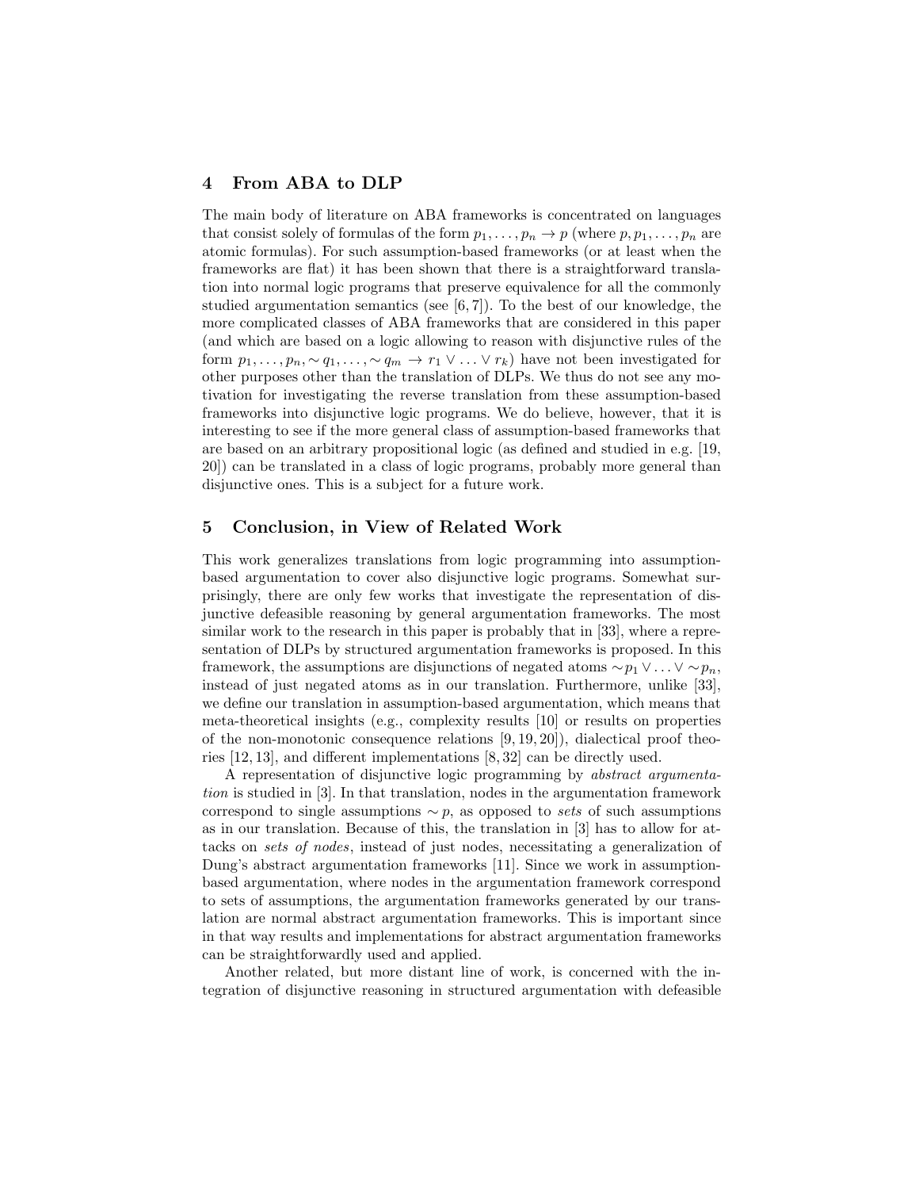## 4 From ABA to DLP

The main body of literature on ABA frameworks is concentrated on languages that consist solely of formulas of the form $p_1, \ldots, p_n \to p$ (where $p, p_1, \ldots, p_n$ are atomic formulas). For such assumption-based frameworks (or at least when the frameworks are flat) it has been shown that there is a straightforward translation into normal logic programs that preserve equivalence for all the commonly studied argumentation semantics (see [6, 7]). To the best of our knowledge, the more complicated classes of ABA frameworks that are considered in this paper (and which are based on a logic allowing to reason with disjunctive rules of the form $p_1, \ldots, p_n, \sim q_1, \ldots, \sim q_m \to r_1 \vee \ldots \vee r_k$) have not been investigated for other purposes other than the translation of DLPs. We thus do not see any motivation for investigating the reverse translation from these assumption-based frameworks into disjunctive logic programs. We do believe, however, that it is interesting to see if the more general class of assumption-based frameworks that are based on an arbitrary propositional logic (as defined and studied in e.g. [19, 20]) can be translated in a class of logic programs, probably more general than disjunctive ones. This is a subject for a future work.

## 5 Conclusion, in View of Related Work

This work generalizes translations from logic programming into assumption-based argumentation to cover also disjunctive logic programs. Somewhat surprisingly, there are only few works that investigate the representation of disjunctive defeasible reasoning by general argumentation frameworks. The most similar work to the research in this paper is probably that in [33], where a representation of DLPs by structured argumentation frameworks is proposed. In this framework, the assumptions are disjunctions of negated atoms $\sim p_1 \vee \ldots \vee \sim p_n$, instead of just negated atoms as in our translation. Furthermore, unlike [33], we define our translation in assumption-based argumentation, which means that meta-theoretical insights (e.g., complexity results [10] or results on properties of the non-monotonic consequence relations [9, 19, 20]), dialectical proof theories [12, 13], and different implementations [8, 32] can be directly used.

A representation of disjunctive logic programming by *abstract argumentation* is studied in [3]. In that translation, nodes in the argumentation framework correspond to single assumptions $\sim p$, as opposed to *sets* of such assumptions as in our translation. Because of this, the translation in [3] has to allow for attacks on *sets of nodes*, instead of just nodes, necessitating a generalization of Dung's abstract argumentation frameworks [11]. Since we work in assumption-based argumentation, where nodes in the argumentation framework correspond to sets of assumptions, the argumentation frameworks generated by our translation are normal abstract argumentation frameworks. This is important since in that way results and implementations for abstract argumentation frameworks can be straightforwardly used and applied.

Another related, but more distant line of work, is concerned with the integration of disjunctive reasoning in structured argumentation with defeasible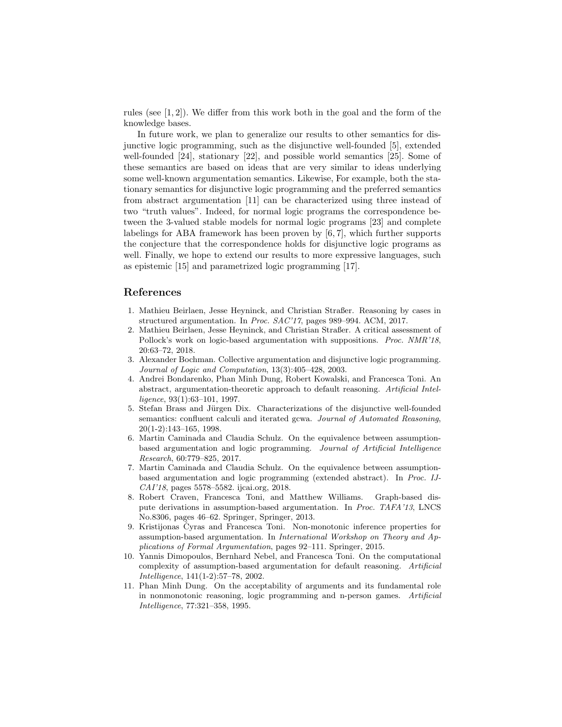rules (see [1, 2]). We differ from this work both in the goal and the form of the knowledge bases.

In future work, we plan to generalize our results to other semantics for disjunctive logic programming, such as the disjunctive well-founded [5], extended well-founded [24], stationary [22], and possible world semantics [25]. Some of these semantics are based on ideas that are very similar to ideas underlying some well-known argumentation semantics. Likewise, For example, both the stationary semantics for disjunctive logic programming and the preferred semantics from abstract argumentation [11] can be characterized using three instead of two "truth values". Indeed, for normal logic programs the correspondence between the 3-valued stable models for normal logic programs [23] and complete labelings for ABA framework has been proven by [6, 7], which further supports the conjecture that the correspondence holds for disjunctive logic programs as well. Finally, we hope to extend our results to more expressive languages, such as epistemic [15] and parametrized logic programming [17].

## References

1. Mathieu Beirlaen, Jesse Heyninck, and Christian Straßer. Reasoning by cases in structured argumentation. In *Proc. SAC'17*, pages 989–994. ACM, 2017.
2. Mathieu Beirlaen, Jesse Heyninck, and Christian Straßer. A critical assessment of Pollock's work on logic-based argumentation with suppositions. *Proc. NMR'18*, 20:63–72, 2018.
3. Alexander Bochman. Collective argumentation and disjunctive logic programming. *Journal of Logic and Computation*, 13(3):405–428, 2003.
4. Andrei Bondarenko, Phan Minh Dung, Robert Kowalski, and Francesca Toni. An abstract, argumentation-theoretic approach to default reasoning. *Artificial Intelligence*, 93(1):63–101, 1997.
5. Stefan Brass and Jürgen Dix. Characterizations of the disjunctive well-founded semantics: confluent calculi and iterated gcwa. *Journal of Automated Reasoning*, 20(1-2):143–165, 1998.
6. Martin Caminada and Claudia Schulz. On the equivalence between assumption-based argumentation and logic programming. *Journal of Artificial Intelligence Research*, 60:779–825, 2017.
7. Martin Caminada and Claudia Schulz. On the equivalence between assumption-based argumentation and logic programming (extended abstract). In *Proc. IJCAI'18*, pages 5578–5582. ijcai.org, 2018.
8. Robert Craven, Francesca Toni, and Matthew Williams. Graph-based dispute derivations in assumption-based argumentation. In *Proc. TAFA'13*, LNCS No.8306, pages 46–62. Springer, Springer, 2013.
9. Kristijonas Čyras and Francesca Toni. Non-monotonic inference properties for assumption-based argumentation. In *International Workshop on Theory and Applications of Formal Argumentation*, pages 92–111. Springer, 2015.
10. Yannis Dimopoulos, Bernhard Nebel, and Francesca Toni. On the computational complexity of assumption-based argumentation for default reasoning. *Artificial Intelligence*, 141(1-2):57–78, 2002.
11. Phan Minh Dung. On the acceptability of arguments and its fundamental role in nonmonotonic reasoning, logic programming and n-person games. *Artificial Intelligence*, 77:321–358, 1995.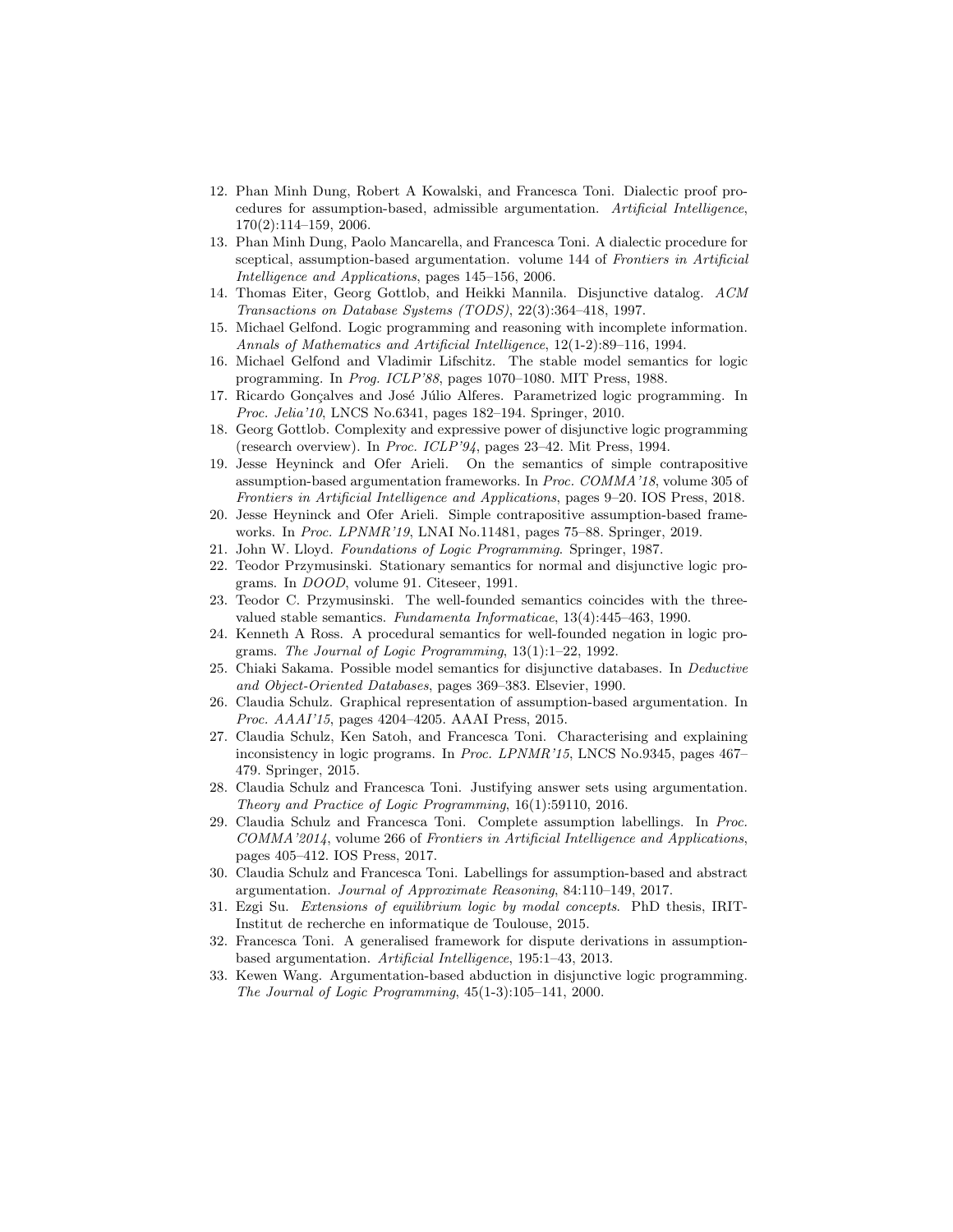12. Phan Minh Dung, Robert A Kowalski, and Francesca Toni. Dialectic proof procedures for assumption-based, admissible argumentation. *Artificial Intelligence*, 170(2):114–159, 2006.
13. Phan Minh Dung, Paolo Mancarella, and Francesca Toni. A dialectic procedure for sceptical, assumption-based argumentation. volume 144 of *Frontiers in Artificial Intelligence and Applications*, pages 145–156, 2006.
14. Thomas Eiter, Georg Gottlob, and Heikki Mannila. Disjunctive datalog. *ACM Transactions on Database Systems (TODS)*, 22(3):364–418, 1997.
15. Michael Gelfond. Logic programming and reasoning with incomplete information. *Annals of Mathematics and Artificial Intelligence*, 12(1-2):89–116, 1994.
16. Michael Gelfond and Vladimir Lifschitz. The stable model semantics for logic programming. In *Prog. ICLP'88*, pages 1070–1080. MIT Press, 1988.
17. Ricardo Gonçalves and José Júlio Alferes. Parametrized logic programming. In *Proc. Jelia'10*, LNCS No.6341, pages 182–194. Springer, 2010.
18. Georg Gottlob. Complexity and expressive power of disjunctive logic programming (research overview). In *Proc. ICLP'94*, pages 23–42. Mit Press, 1994.
19. Jesse Heyninck and Ofer Arieli. On the semantics of simple contrapositive assumption-based argumentation frameworks. In *Proc. COMMA'18*, volume 305 of *Frontiers in Artificial Intelligence and Applications*, pages 9–20. IOS Press, 2018.
20. Jesse Heyninck and Ofer Arieli. Simple contrapositive assumption-based frameworks. In *Proc. LPNMR'19*, LNAI No.11481, pages 75–88. Springer, 2019.
21. John W. Lloyd. *Foundations of Logic Programming*. Springer, 1987.
22. Teodor Przymusinski. Stationary semantics for normal and disjunctive logic programs. In *DOOD*, volume 91. Citeseer, 1991.
23. Teodor C. Przymusinski. The well-founded semantics coincides with the three-valued stable semantics. *Fundamenta Informaticae*, 13(4):445–463, 1990.
24. Kenneth A Ross. A procedural semantics for well-founded negation in logic programs. *The Journal of Logic Programming*, 13(1):1–22, 1992.
25. Chiaki Sakama. Possible model semantics for disjunctive databases. In *Deductive and Object-Oriented Databases*, pages 369–383. Elsevier, 1990.
26. Claudia Schulz. Graphical representation of assumption-based argumentation. In *Proc. AAAI'15*, pages 4204–4205. AAAI Press, 2015.
27. Claudia Schulz, Ken Satoh, and Francesca Toni. Characterising and explaining inconsistency in logic programs. In *Proc. LPNMR'15*, LNCS No.9345, pages 467–479. Springer, 2015.
28. Claudia Schulz and Francesca Toni. Justifying answer sets using argumentation. *Theory and Practice of Logic Programming*, 16(1):59110, 2016.
29. Claudia Schulz and Francesca Toni. Complete assumption labellings. In *Proc. COMMA'2014*, volume 266 of *Frontiers in Artificial Intelligence and Applications*, pages 405–412. IOS Press, 2017.
30. Claudia Schulz and Francesca Toni. Labellings for assumption-based and abstract argumentation. *Journal of Approximate Reasoning*, 84:110–149, 2017.
31. Ezgi Su. *Extensions of equilibrium logic by modal concepts*. PhD thesis, IRIT-Institut de recherche en informatique de Toulouse, 2015.
32. Francesca Toni. A generalised framework for dispute derivations in assumption-based argumentation. *Artificial Intelligence*, 195:1–43, 2013.
33. Kewen Wang. Argumentation-based abduction in disjunctive logic programming. *The Journal of Logic Programming*, 45(1-3):105–141, 2000.